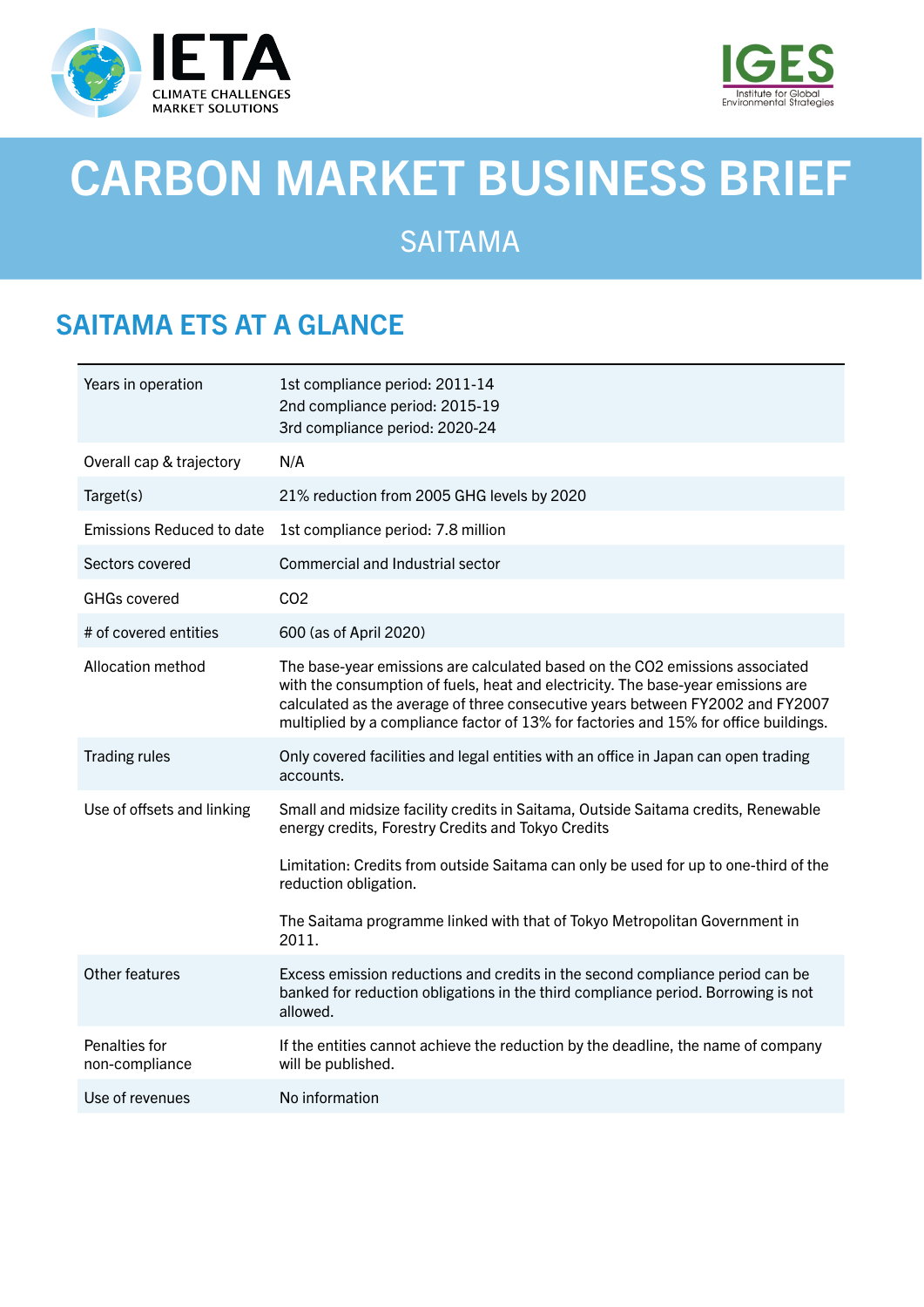# CARBON MARKET BUSINESS BRIEF

## SAITAMA

## SAITAMA ETS AT A GLANCE

| | |
|---|---|
| Years in operation | 1st compliance period: 2011-14<br>2nd compliance period: 2015-19<br>3rd compliance period: 2020-24 |
| Overall cap & trajectory | N/A |
| Target(s) | 21% reduction from 2005 GHG levels by 2020 |
| Emissions Reduced to date | 1st compliance period: 7.8 million |
| Sectors covered | Commercial and Industrial sector |
| GHGs covered | $CO_2$ |
| # of covered entities | 600 (as of April 2020) |
| Allocation method | The base-year emissions are calculated based on the $CO_2$ emissions associated with the consumption of fuels, heat and electricity. The base-year emissions are calculated as the average of three consecutive years between FY2002 and FY2007 multiplied by a compliance factor of 13% for factories and 15% for office buildings. |
| Trading rules | Only covered facilities and legal entities with an office in Japan can open trading accounts. |
| Use of offsets and linking | Small and midsize facility credits in Saitama, Outside Saitama credits, Renewable energy credits, Forestry Credits and Tokyo Credits<br><br>Limitation: Credits from outside Saitama can only be used for up to one-third of the reduction obligation.<br><br>The Saitama programme linked with that of Tokyo Metropolitan Government in 2011. |
| Other features | Excess emission reductions and credits in the second compliance period can be banked for reduction obligations in the third compliance period. Borrowing is not allowed. |
| Penalties for non-compliance | If the entities cannot achieve the reduction by the deadline, the name of company will be published. |
| Use of revenues | No information |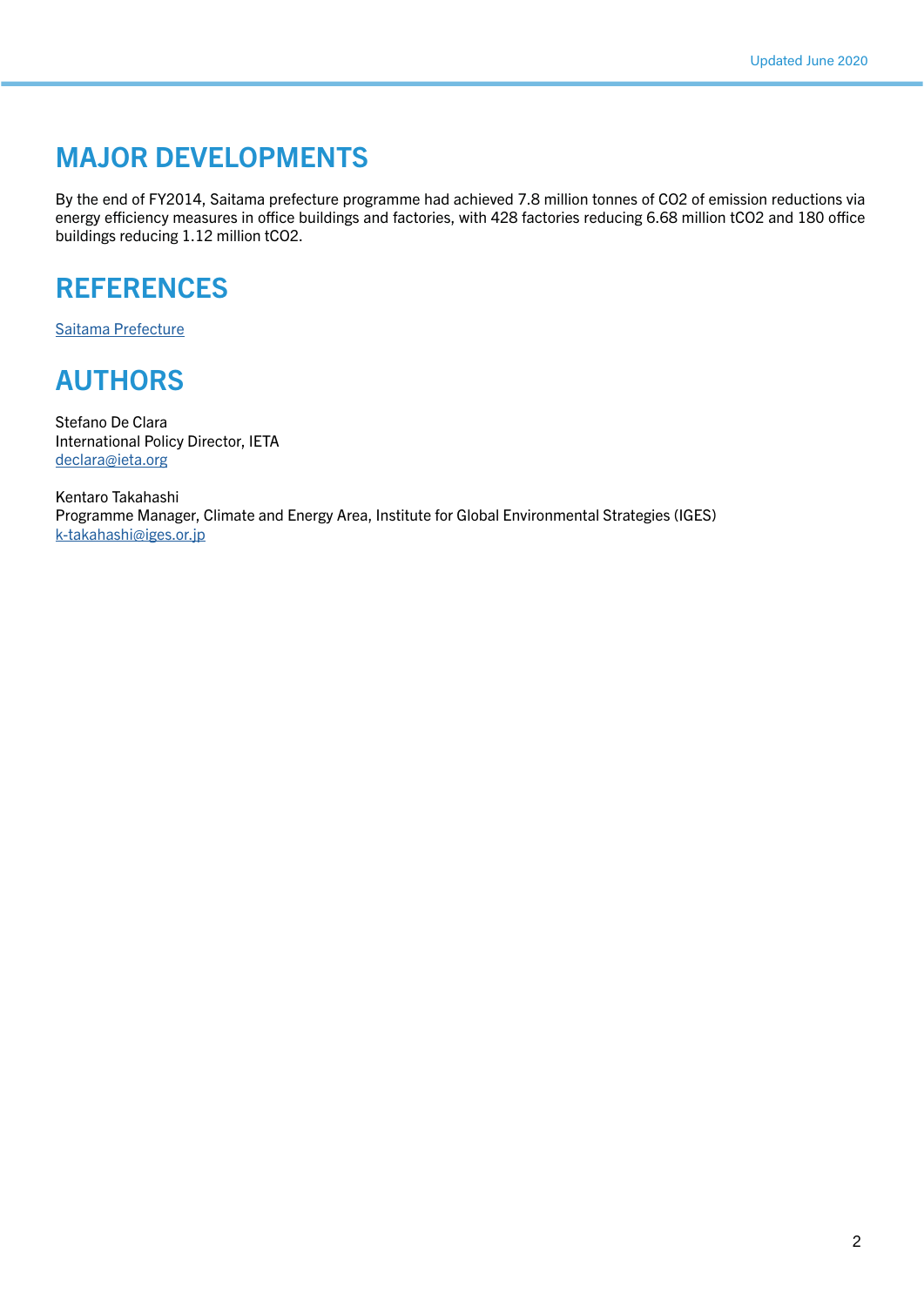## MAJOR DEVELOPMENTS

By the end of FY2014, Saitama prefecture programme had achieved 7.8 million tonnes of $CO_2$ of emission reductions via energy efficiency measures in office buildings and factories, with 428 factories reducing 6.68 million $tCO_2$ and 180 office buildings reducing 1.12 million $tCO_2$.

## REFERENCES

Saitama Prefecture

## AUTHORS

Stefano De Clara
International Policy Director, IETA
declara@ieta.org

Kentaro Takahashi
Programme Manager, Climate and Energy Area, Institute for Global Environmental Strategies (IGES)
k-takahashi@iges.or.jp